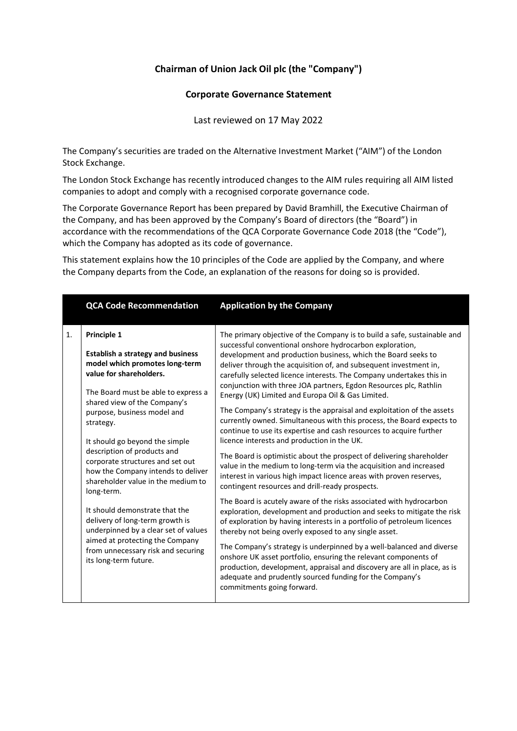# Chairman of Union Jack Oil plc (the "Company")

## Corporate Governance Statement

Last reviewed on 17 May 2022

The Company's securities are traded on the Alternative Investment Market ("AIM") of the London Stock Exchange.

The London Stock Exchange has recently introduced changes to the AIM rules requiring all AIM listed companies to adopt and comply with a recognised corporate governance code.

The Corporate Governance Report has been prepared by David Bramhill, the Executive Chairman of the Company, and has been approved by the Company's Board of directors (the "Board") in accordance with the recommendations of the QCA Corporate Governance Code 2018 (the "Code"), which the Company has adopted as its code of governance.

This statement explains how the 10 principles of the Code are applied by the Company, and where the Company departs from the Code, an explanation of the reasons for doing so is provided.

| | QCA Code Recommendation | Application by the Company |
|---|---|---|
| 1. | **Principle 1**<br><br>**Establish a strategy and business model which promotes long-term value for shareholders.**<br><br>The Board must be able to express a shared view of the Company's purpose, business model and strategy.<br><br>It should go beyond the simple description of products and corporate structures and set out how the Company intends to deliver shareholder value in the medium to long-term.<br><br>It should demonstrate that the delivery of long-term growth is underpinned by a clear set of values aimed at protecting the Company from unnecessary risk and securing its long-term future. | The primary objective of the Company is to build a safe, sustainable and successful conventional onshore hydrocarbon exploration, development and production business, which the Board seeks to deliver through the acquisition of, and subsequent investment in, carefully selected licence interests. The Company undertakes this in conjunction with three JOA partners, Egdon Resources plc, Rathlin Energy (UK) Limited and Europa Oil & Gas Limited.<br><br>The Company's strategy is the appraisal and exploitation of the assets currently owned. Simultaneous with this process, the Board expects to continue to use its expertise and cash resources to acquire further licence interests and production in the UK.<br><br>The Board is optimistic about the prospect of delivering shareholder value in the medium to long-term via the acquisition and increased interest in various high impact licence areas with proven reserves, contingent resources and drill-ready prospects.<br><br>The Board is acutely aware of the risks associated with hydrocarbon exploration, development and production and seeks to mitigate the risk of exploration by having interests in a portfolio of petroleum licences thereby not being overly exposed to any single asset.<br><br>The Company's strategy is underpinned by a well-balanced and diverse onshore UK asset portfolio, ensuring the relevant components of production, development, appraisal and discovery are all in place, as is adequate and prudently sourced funding for the Company's commitments going forward. |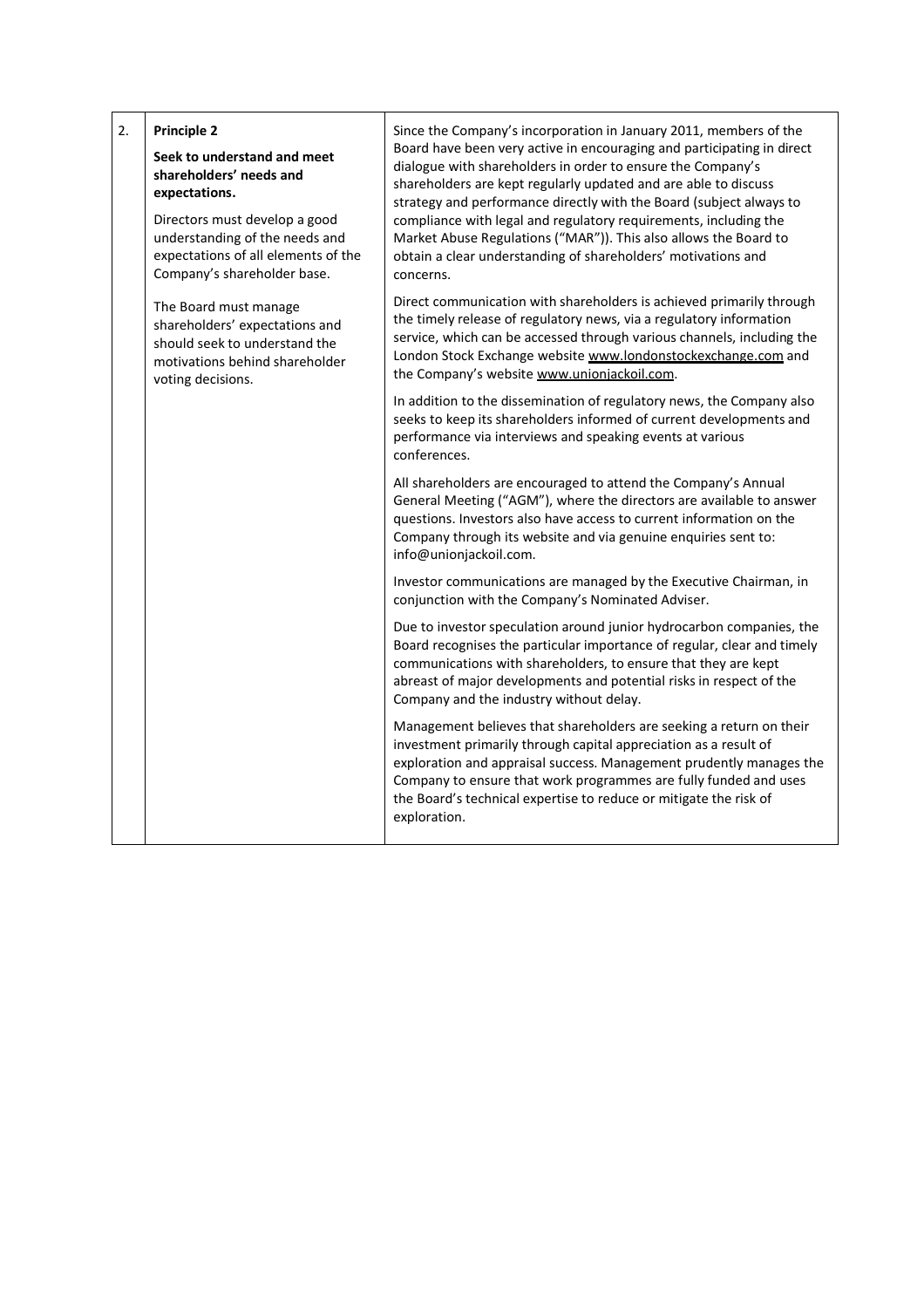| | | |
|---|---|---|
| 2. | **Principle 2**<br><br>**Seek to understand and meet shareholders' needs and expectations.**<br><br>Directors must develop a good understanding of the needs and expectations of all elements of the Company's shareholder base.<br><br>The Board must manage shareholders' expectations and should seek to understand the motivations behind shareholder voting decisions. | Since the Company's incorporation in January 2011, members of the Board have been very active in encouraging and participating in direct dialogue with shareholders in order to ensure the Company's shareholders are kept regularly updated and are able to discuss strategy and performance directly with the Board (subject always to compliance with legal and regulatory requirements, including the Market Abuse Regulations ("MAR")). This also allows the Board to obtain a clear understanding of shareholders' motivations and concerns.<br><br>Direct communication with shareholders is achieved primarily through the timely release of regulatory news, via a regulatory information service, which can be accessed through various channels, including the London Stock Exchange website www.londonstockexchange.com and the Company's website www.unionjackoil.com.<br><br>In addition to the dissemination of regulatory news, the Company also seeks to keep its shareholders informed of current developments and performance via interviews and speaking events at various conferences.<br><br>All shareholders are encouraged to attend the Company's Annual General Meeting ("AGM"), where the directors are available to answer questions. Investors also have access to current information on the Company through its website and via genuine enquiries sent to: info@unionjackoil.com.<br><br>Investor communications are managed by the Executive Chairman, in conjunction with the Company's Nominated Adviser.<br><br>Due to investor speculation around junior hydrocarbon companies, the Board recognises the particular importance of regular, clear and timely communications with shareholders, to ensure that they are kept abreast of major developments and potential risks in respect of the Company and the industry without delay.<br><br>Management believes that shareholders are seeking a return on their investment primarily through capital appreciation as a result of exploration and appraisal success. Management prudently manages the Company to ensure that work programmes are fully funded and uses the Board's technical expertise to reduce or mitigate the risk of exploration. |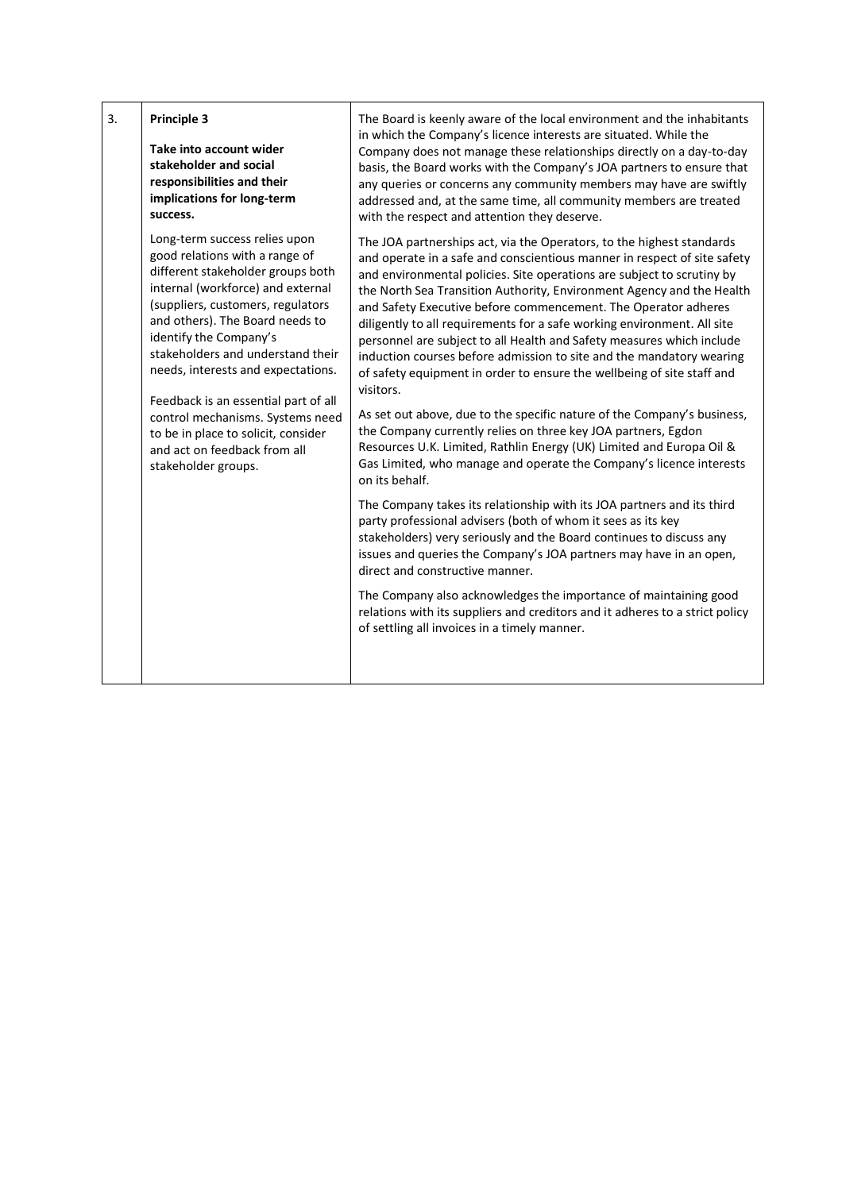| | | |
|---|---|---|
| 3. | **Principle 3**<br><br>**Take into account wider stakeholder and social responsibilities and their implications for long-term success.**<br><br>Long-term success relies upon good relations with a range of different stakeholder groups both internal (workforce) and external (suppliers, customers, regulators and others). The Board needs to identify the Company's stakeholders and understand their needs, interests and expectations.<br><br>Feedback is an essential part of all control mechanisms. Systems need to be in place to solicit, consider and act on feedback from all stakeholder groups. | The Board is keenly aware of the local environment and the inhabitants in which the Company's licence interests are situated. While the Company does not manage these relationships directly on a day-to-day basis, the Board works with the Company's JOA partners to ensure that any queries or concerns any community members may have are swiftly addressed and, at the same time, all community members are treated with the respect and attention they deserve.<br><br>The JOA partnerships act, via the Operators, to the highest standards and operate in a safe and conscientious manner in respect of site safety and environmental policies. Site operations are subject to scrutiny by the North Sea Transition Authority, Environment Agency and the Health and Safety Executive before commencement. The Operator adheres diligently to all requirements for a safe working environment. All site personnel are subject to all Health and Safety measures which include induction courses before admission to site and the mandatory wearing of safety equipment in order to ensure the wellbeing of site staff and visitors.<br><br>As set out above, due to the specific nature of the Company's business, the Company currently relies on three key JOA partners, Egdon Resources U.K. Limited, Rathlin Energy (UK) Limited and Europa Oil & Gas Limited, who manage and operate the Company's licence interests on its behalf.<br><br>The Company takes its relationship with its JOA partners and its third party professional advisers (both of whom it sees as its key stakeholders) very seriously and the Board continues to discuss any issues and queries the Company's JOA partners may have in an open, direct and constructive manner.<br><br>The Company also acknowledges the importance of maintaining good relations with its suppliers and creditors and it adheres to a strict policy of settling all invoices in a timely manner. |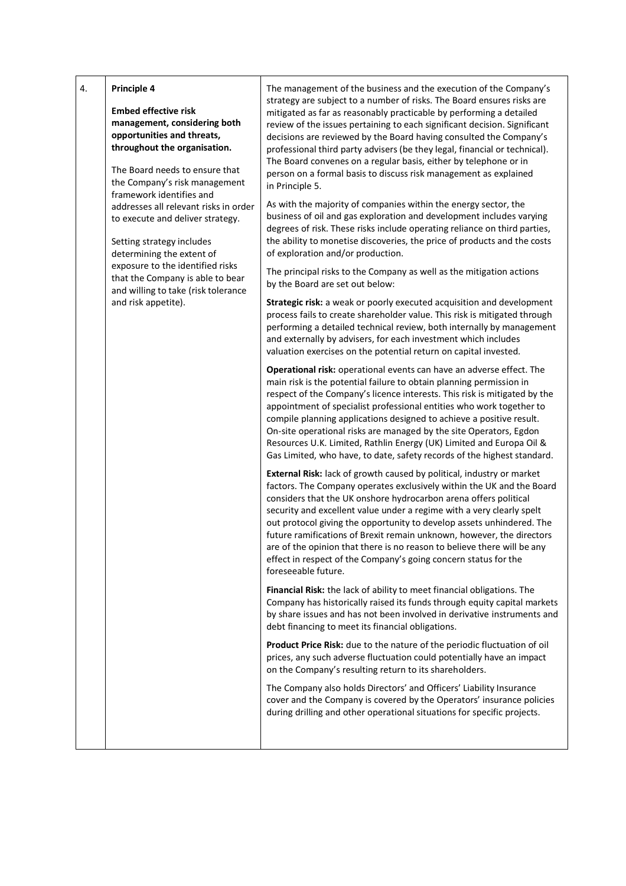| | | |
|---|---|---|
| 4. | **Principle 4**<br><br>**Embed effective risk management, considering both opportunities and threats, throughout the organisation.**<br><br>The Board needs to ensure that the Company's risk management framework identifies and addresses all relevant risks in order to execute and deliver strategy.<br><br>Setting strategy includes determining the extent of exposure to the identified risks that the Company is able to bear and willing to take (risk tolerance and risk appetite). | The management of the business and the execution of the Company's strategy are subject to a number of risks. The Board ensures risks are mitigated as far as reasonably practicable by performing a detailed review of the issues pertaining to each significant decision. Significant decisions are reviewed by the Board having consulted the Company's professional third party advisers (be they legal, financial or technical). The Board convenes on a regular basis, either by telephone or in person on a formal basis to discuss risk management as explained in Principle 5.<br><br>As with the majority of companies within the energy sector, the business of oil and gas exploration and development includes varying degrees of risk. These risks include operating reliance on third parties, the ability to monetise discoveries, the price of products and the costs of exploration and/or production.<br><br>The principal risks to the Company as well as the mitigation actions by the Board are set out below:<br><br>**Strategic risk:** a weak or poorly executed acquisition and development process fails to create shareholder value. This risk is mitigated through performing a detailed technical review, both internally by management and externally by advisers, for each investment which includes valuation exercises on the potential return on capital invested.<br><br>**Operational risk:** operational events can have an adverse effect. The main risk is the potential failure to obtain planning permission in respect of the Company's licence interests. This risk is mitigated by the appointment of specialist professional entities who work together to compile planning applications designed to achieve a positive result. On-site operational risks are managed by the site Operators, Egdon Resources U.K. Limited, Rathlin Energy (UK) Limited and Europa Oil & Gas Limited, who have, to date, safety records of the highest standard.<br><br>**External Risk:** lack of growth caused by political, industry or market factors. The Company operates exclusively within the UK and the Board considers that the UK onshore hydrocarbon arena offers political security and excellent value under a regime with a very clearly spelt out protocol giving the opportunity to develop assets unhindered. The future ramifications of Brexit remain unknown, however, the directors are of the opinion that there is no reason to believe there will be any effect in respect of the Company's going concern status for the foreseeable future.<br><br>**Financial Risk:** the lack of ability to meet financial obligations. The Company has historically raised its funds through equity capital markets by share issues and has not been involved in derivative instruments and debt financing to meet its financial obligations.<br><br>**Product Price Risk:** due to the nature of the periodic fluctuation of oil prices, any such adverse fluctuation could potentially have an impact on the Company's resulting return to its shareholders.<br><br>The Company also holds Directors' and Officers' Liability Insurance cover and the Company is covered by the Operators' insurance policies during drilling and other operational situations for specific projects. |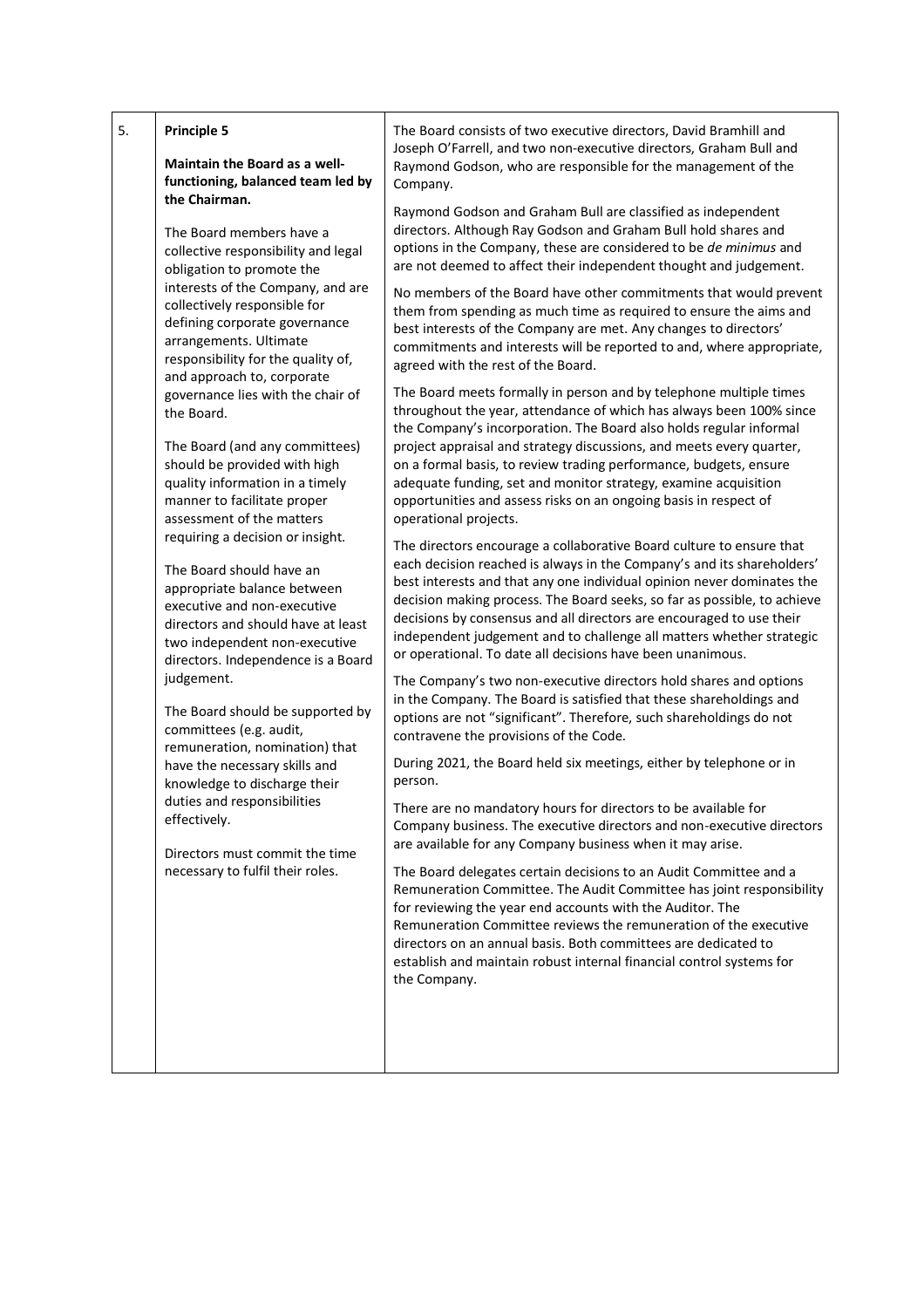| | | |
|---|---|---|
| 5. | **Principle 5**<br><br>**Maintain the Board as a well-functioning, balanced team led by the Chairman.**<br><br>The Board members have a collective responsibility and legal obligation to promote the interests of the Company, and are collectively responsible for defining corporate governance arrangements. Ultimate responsibility for the quality of, and approach to, corporate governance lies with the chair of the Board.<br><br>The Board (and any committees) should be provided with high quality information in a timely manner to facilitate proper assessment of the matters requiring a decision or insight.<br><br>The Board should have an appropriate balance between executive and non-executive directors and should have at least two independent non-executive directors. Independence is a Board judgement.<br><br>The Board should be supported by committees (e.g. audit, remuneration, nomination) that have the necessary skills and knowledge to discharge their duties and responsibilities effectively.<br><br>Directors must commit the time necessary to fulfil their roles. | The Board consists of two executive directors, David Bramhill and Joseph O'Farrell, and two non-executive directors, Graham Bull and Raymond Godson, who are responsible for the management of the Company.<br><br>Raymond Godson and Graham Bull are classified as independent directors. Although Ray Godson and Graham Bull hold shares and options in the Company, these are considered to be *de minimus* and are not deemed to affect their independent thought and judgement.<br><br>No members of the Board have other commitments that would prevent them from spending as much time as required to ensure the aims and best interests of the Company are met. Any changes to directors' commitments and interests will be reported to and, where appropriate, agreed with the rest of the Board.<br><br>The Board meets formally in person and by telephone multiple times throughout the year, attendance of which has always been 100% since the Company's incorporation. The Board also holds regular informal project appraisal and strategy discussions, and meets every quarter, on a formal basis, to review trading performance, budgets, ensure adequate funding, set and monitor strategy, examine acquisition opportunities and assess risks on an ongoing basis in respect of operational projects.<br><br>The directors encourage a collaborative Board culture to ensure that each decision reached is always in the Company's and its shareholders' best interests and that any one individual opinion never dominates the decision making process. The Board seeks, so far as possible, to achieve decisions by consensus and all directors are encouraged to use their independent judgement and to challenge all matters whether strategic or operational. To date all decisions have been unanimous.<br><br>The Company's two non-executive directors hold shares and options in the Company. The Board is satisfied that these shareholdings and options are not "significant". Therefore, such shareholdings do not contravene the provisions of the Code.<br><br>During 2021, the Board held six meetings, either by telephone or in person.<br><br>There are no mandatory hours for directors to be available for Company business. The executive directors and non-executive directors are available for any Company business when it may arise.<br><br>The Board delegates certain decisions to an Audit Committee and a Remuneration Committee. The Audit Committee has joint responsibility for reviewing the year end accounts with the Auditor. The Remuneration Committee reviews the remuneration of the executive directors on an annual basis. Both committees are dedicated to establish and maintain robust internal financial control systems for the Company. |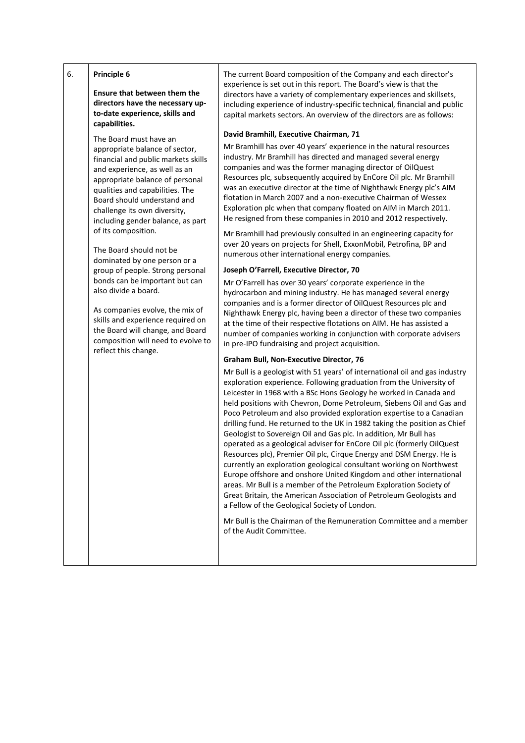| 6. | **Principle 6**<br><br>**Ensure that between them the directors have the necessary up-to-date experience, skills and capabilities.**<br><br>The Board must have an appropriate balance of sector, financial and public markets skills and experience, as well as an appropriate balance of personal qualities and capabilities. The Board should understand and challenge its own diversity, including gender balance, as part of its composition.<br><br>The Board should not be dominated by one person or a group of people. Strong personal bonds can be important but can also divide a board.<br><br>As companies evolve, the mix of skills and experience required on the Board will change, and Board composition will need to evolve to reflect this change. | The current Board composition of the Company and each director's experience is set out in this report. The Board's view is that the directors have a variety of complementary experiences and skillsets, including experience of industry-specific technical, financial and public capital markets sectors. An overview of the directors are as follows:<br><br>**David Bramhill, Executive Chairman, 71**<br><br>Mr Bramhill has over 40 years' experience in the natural resources industry. Mr Bramhill has directed and managed several energy companies and was the former managing director of OilQuest Resources plc, subsequently acquired by EnCore Oil plc. Mr Bramhill was an executive director at the time of Nighthawk Energy plc's AIM flotation in March 2007 and a non-executive Chairman of Wessex Exploration plc when that company floated on AIM in March 2011. He resigned from these companies in 2010 and 2012 respectively.<br><br>Mr Bramhill had previously consulted in an engineering capacity for over 20 years on projects for Shell, ExxonMobil, Petrofina, BP and numerous other international energy companies.<br><br>**Joseph O'Farrell, Executive Director, 70**<br><br>Mr O'Farrell has over 30 years' corporate experience in the hydrocarbon and mining industry. He has managed several energy companies and is a former director of OilQuest Resources plc and Nighthawk Energy plc, having been a director of these two companies at the time of their respective flotations on AIM. He has assisted a number of companies working in conjunction with corporate advisers in pre-IPO fundraising and project acquisition.<br><br>**Graham Bull, Non-Executive Director, 76**<br><br>Mr Bull is a geologist with 51 years' of international oil and gas industry exploration experience. Following graduation from the University of Leicester in 1968 with a BSc Hons Geology he worked in Canada and held positions with Chevron, Dome Petroleum, Siebens Oil and Gas and Poco Petroleum and also provided exploration expertise to a Canadian drilling fund. He returned to the UK in 1982 taking the position as Chief Geologist to Sovereign Oil and Gas plc. In addition, Mr Bull has operated as a geological adviser for EnCore Oil plc (formerly OilQuest Resources plc), Premier Oil plc, Cirque Energy and DSM Energy. He is currently an exploration geological consultant working on Northwest Europe offshore and onshore United Kingdom and other international areas. Mr Bull is a member of the Petroleum Exploration Society of Great Britain, the American Association of Petroleum Geologists and a Fellow of the Geological Society of London.<br><br>Mr Bull is the Chairman of the Remuneration Committee and a member of the Audit Committee. |
|---|---|---|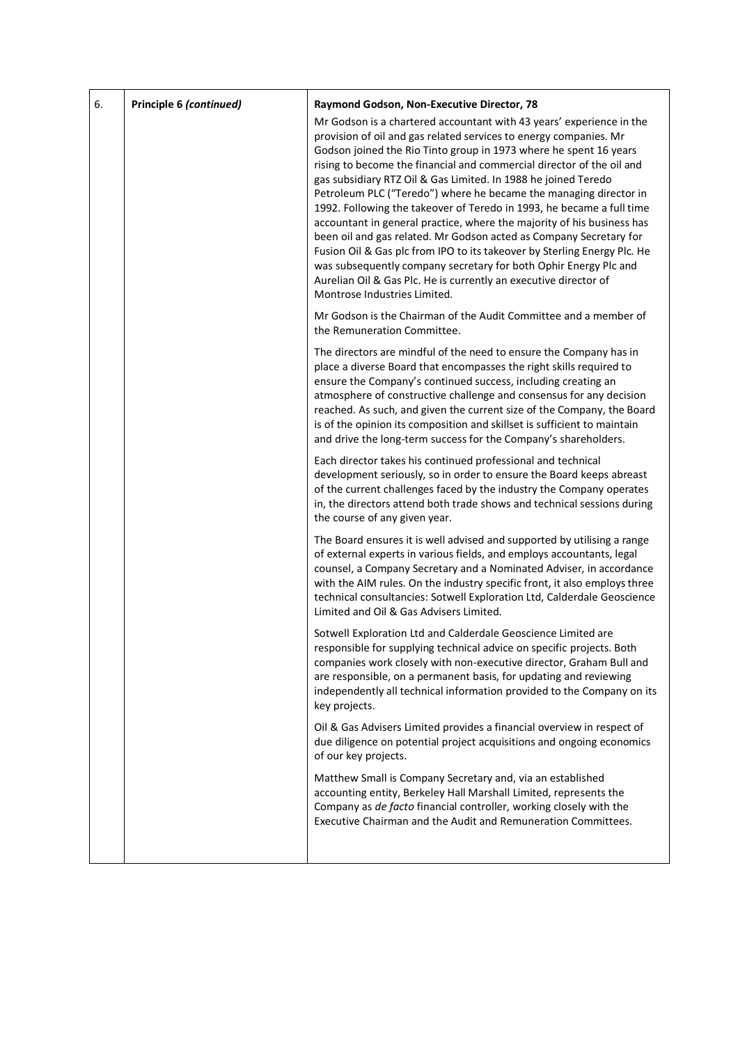| 6. | **Principle 6** ***(continued)*** | **Raymond Godson, Non-Executive Director, 78**<br><br>Mr Godson is a chartered accountant with 43 years' experience in the provision of oil and gas related services to energy companies. Mr Godson joined the Rio Tinto group in 1973 where he spent 16 years rising to become the financial and commercial director of the oil and gas subsidiary RTZ Oil & Gas Limited. In 1988 he joined Teredo Petroleum PLC ("Teredo") where he became the managing director in 1992. Following the takeover of Teredo in 1993, he became a full time accountant in general practice, where the majority of his business has been oil and gas related. Mr Godson acted as Company Secretary for Fusion Oil & Gas plc from IPO to its takeover by Sterling Energy Plc. He was subsequently company secretary for both Ophir Energy Plc and Aurelian Oil & Gas Plc. He is currently an executive director of Montrose Industries Limited.<br><br>Mr Godson is the Chairman of the Audit Committee and a member of the Remuneration Committee.<br><br>The directors are mindful of the need to ensure the Company has in place a diverse Board that encompasses the right skills required to ensure the Company's continued success, including creating an atmosphere of constructive challenge and consensus for any decision reached. As such, and given the current size of the Company, the Board is of the opinion its composition and skillset is sufficient to maintain and drive the long-term success for the Company's shareholders.<br><br>Each director takes his continued professional and technical development seriously, so in order to ensure the Board keeps abreast of the current challenges faced by the industry the Company operates in, the directors attend both trade shows and technical sessions during the course of any given year.<br><br>The Board ensures it is well advised and supported by utilising a range of external experts in various fields, and employs accountants, legal counsel, a Company Secretary and a Nominated Adviser, in accordance with the AIM rules. On the industry specific front, it also employs three technical consultancies: Sotwell Exploration Ltd, Calderdale Geoscience Limited and Oil & Gas Advisers Limited.<br><br>Sotwell Exploration Ltd and Calderdale Geoscience Limited are responsible for supplying technical advice on specific projects. Both companies work closely with non-executive director, Graham Bull and are responsible, on a permanent basis, for updating and reviewing independently all technical information provided to the Company on its key projects.<br><br>Oil & Gas Advisers Limited provides a financial overview in respect of due diligence on potential project acquisitions and ongoing economics of our key projects.<br><br>Matthew Small is Company Secretary and, via an established accounting entity, Berkeley Hall Marshall Limited, represents the Company as *de facto* financial controller, working closely with the Executive Chairman and the Audit and Remuneration Committees. |
|---|---|---|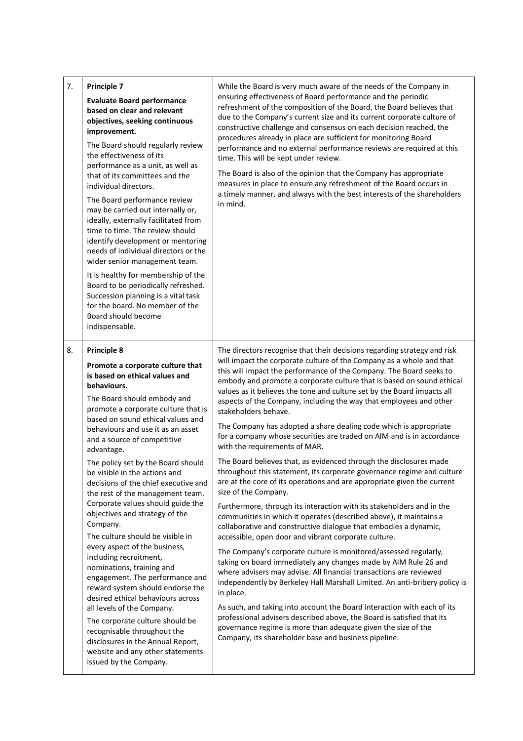| | | |
|---|---|---|
| 7. | **Principle 7**<br><br>**Evaluate Board performance based on clear and relevant objectives, seeking continuous improvement.**<br><br>The Board should regularly review the effectiveness of its performance as a unit, as well as that of its committees and the individual directors.<br><br>The Board performance review may be carried out internally or, ideally, externally facilitated from time to time. The review should identify development or mentoring needs of individual directors or the wider senior management team.<br><br>It is healthy for membership of the Board to be periodically refreshed. Succession planning is a vital task for the board. No member of the Board should become indispensable. | While the Board is very much aware of the needs of the Company in ensuring effectiveness of Board performance and the periodic refreshment of the composition of the Board, the Board believes that due to the Company's current size and its current corporate culture of constructive challenge and consensus on each decision reached, the procedures already in place are sufficient for monitoring Board performance and no external performance reviews are required at this time. This will be kept under review.<br><br>The Board is also of the opinion that the Company has appropriate measures in place to ensure any refreshment of the Board occurs in a timely manner, and always with the best interests of the shareholders in mind. |
| 8. | **Principle 8**<br><br>**Promote a corporate culture that is based on ethical values and behaviours.**<br><br>The Board should embody and promote a corporate culture that is based on sound ethical values and behaviours and use it as an asset and a source of competitive advantage.<br><br>The policy set by the Board should be visible in the actions and decisions of the chief executive and the rest of the management team. Corporate values should guide the objectives and strategy of the Company.<br><br>The culture should be visible in every aspect of the business, including recruitment, nominations, training and engagement. The performance and reward system should endorse the desired ethical behaviours across all levels of the Company.<br><br>The corporate culture should be recognisable throughout the disclosures in the Annual Report, website and any other statements issued by the Company. | The directors recognise that their decisions regarding strategy and risk will impact the corporate culture of the Company as a whole and that this will impact the performance of the Company. The Board seeks to embody and promote a corporate culture that is based on sound ethical values as it believes the tone and culture set by the Board impacts all aspects of the Company, including the way that employees and other stakeholders behave.<br><br>The Company has adopted a share dealing code which is appropriate for a company whose securities are traded on AIM and is in accordance with the requirements of MAR.<br><br>The Board believes that, as evidenced through the disclosures made throughout this statement, its corporate governance regime and culture are at the core of its operations and are appropriate given the current size of the Company.<br><br>Furthermore, through its interaction with its stakeholders and in the communities in which it operates (described above), it maintains a collaborative and constructive dialogue that embodies a dynamic, accessible, open door and vibrant corporate culture.<br><br>The Company's corporate culture is monitored/assessed regularly, taking on board immediately any changes made by AIM Rule 26 and where advisers may advise. All financial transactions are reviewed independently by Berkeley Hall Marshall Limited. An anti-bribery policy is in place.<br><br>As such, and taking into account the Board interaction with each of its professional advisers described above, the Board is satisfied that its governance regime is more than adequate given the size of the Company, its shareholder base and business pipeline. |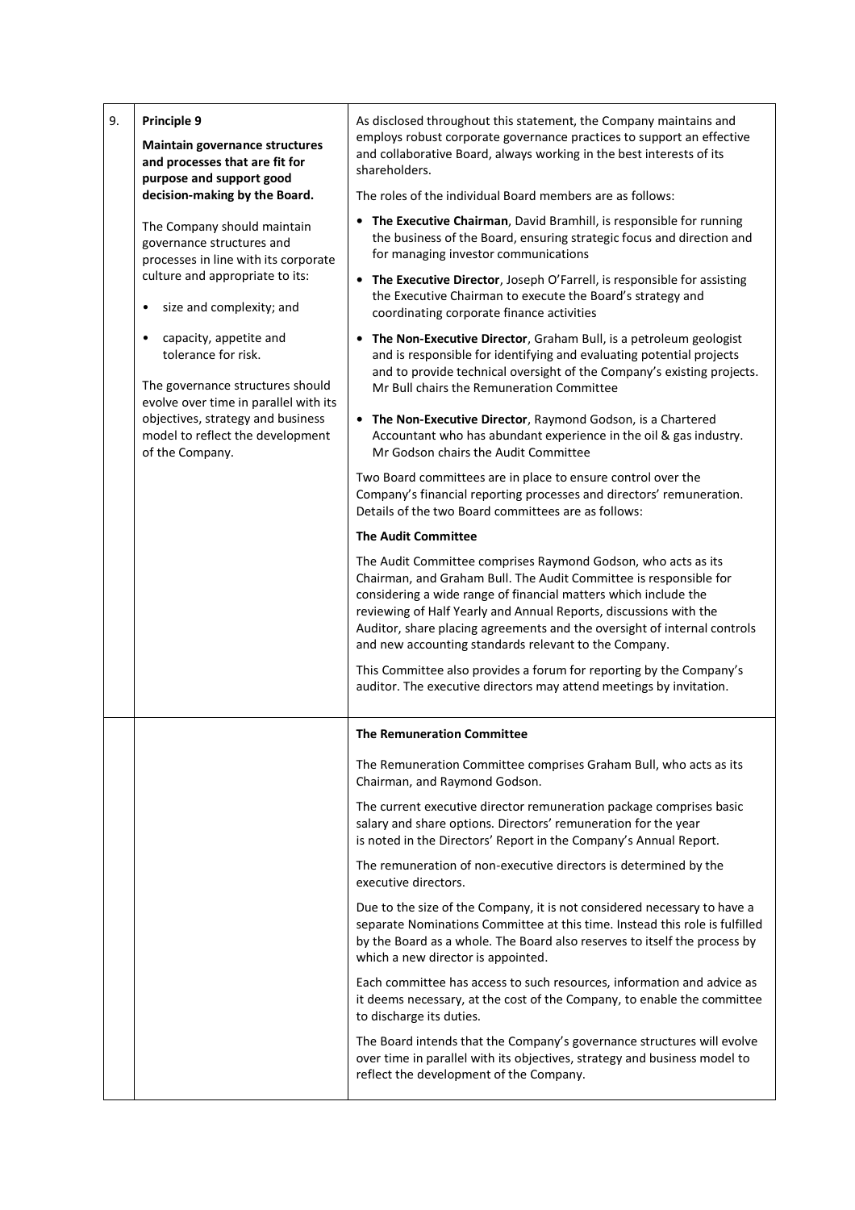| | | |
|---|---|---|
| 9. | **Principle 9**<br><br>**Maintain governance structures and processes that are fit for purpose and support good decision-making by the Board.**<br><br>The Company should maintain governance structures and processes in line with its corporate culture and appropriate to its:<br><br>• size and complexity; and<br><br>• capacity, appetite and tolerance for risk.<br><br>The governance structures should evolve over time in parallel with its objectives, strategy and business model to reflect the development of the Company. | As disclosed throughout this statement, the Company maintains and employs robust corporate governance practices to support an effective and collaborative Board, always working in the best interests of its shareholders.<br><br>The roles of the individual Board members are as follows:<br><br>• **The Executive Chairman**, David Bramhill, is responsible for running the business of the Board, ensuring strategic focus and direction and for managing investor communications<br><br>• **The Executive Director**, Joseph O'Farrell, is responsible for assisting the Executive Chairman to execute the Board's strategy and coordinating corporate finance activities<br><br>• **The Non-Executive Director**, Graham Bull, is a petroleum geologist and is responsible for identifying and evaluating potential projects and to provide technical oversight of the Company's existing projects. Mr Bull chairs the Remuneration Committee<br><br>• **The Non-Executive Director**, Raymond Godson, is a Chartered Accountant who has abundant experience in the oil & gas industry. Mr Godson chairs the Audit Committee<br><br>Two Board committees are in place to ensure control over the Company's financial reporting processes and directors' remuneration. Details of the two Board committees are as follows:<br><br>**The Audit Committee**<br><br>The Audit Committee comprises Raymond Godson, who acts as its Chairman, and Graham Bull. The Audit Committee is responsible for considering a wide range of financial matters which include the reviewing of Half Yearly and Annual Reports, discussions with the Auditor, share placing agreements and the oversight of internal controls and new accounting standards relevant to the Company.<br><br>This Committee also provides a forum for reporting by the Company's auditor. The executive directors may attend meetings by invitation. |
| | | **The Remuneration Committee**<br><br>The Remuneration Committee comprises Graham Bull, who acts as its Chairman, and Raymond Godson.<br><br>The current executive director remuneration package comprises basic salary and share options. Directors' remuneration for the year is noted in the Directors' Report in the Company's Annual Report.<br><br>The remuneration of non-executive directors is determined by the executive directors.<br><br>Due to the size of the Company, it is not considered necessary to have a separate Nominations Committee at this time. Instead this role is fulfilled by the Board as a whole. The Board also reserves to itself the process by which a new director is appointed.<br><br>Each committee has access to such resources, information and advice as it deems necessary, at the cost of the Company, to enable the committee to discharge its duties.<br><br>The Board intends that the Company's governance structures will evolve over time in parallel with its objectives, strategy and business model to reflect the development of the Company. |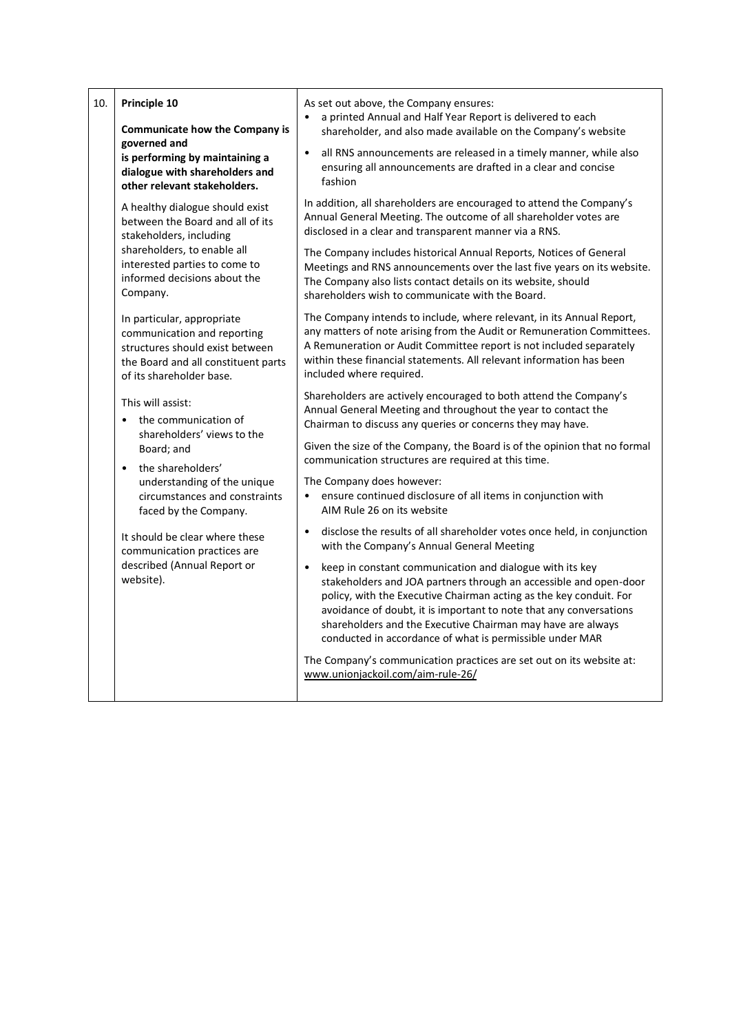| | | |
|---|---|---|
| 10. | **Principle 10**<br><br>**Communicate how the Company is governed and is performing by maintaining a dialogue with shareholders and other relevant stakeholders.**<br><br>A healthy dialogue should exist between the Board and all of its stakeholders, including shareholders, to enable all interested parties to come to informed decisions about the Company.<br><br>In particular, appropriate communication and reporting structures should exist between the Board and all constituent parts of its shareholder base.<br><br>This will assist:<br>• the communication of shareholders' views to the Board; and<br>• the shareholders' understanding of the unique circumstances and constraints faced by the Company.<br><br>It should be clear where these communication practices are described (Annual Report or website). | As set out above, the Company ensures:<br>• a printed Annual and Half Year Report is delivered to each shareholder, and also made available on the Company's website<br>• all RNS announcements are released in a timely manner, while also ensuring all announcements are drafted in a clear and concise fashion<br><br>In addition, all shareholders are encouraged to attend the Company's Annual General Meeting. The outcome of all shareholder votes are disclosed in a clear and transparent manner via a RNS.<br><br>The Company includes historical Annual Reports, Notices of General Meetings and RNS announcements over the last five years on its website. The Company also lists contact details on its website, should shareholders wish to communicate with the Board.<br><br>The Company intends to include, where relevant, in its Annual Report, any matters of note arising from the Audit or Remuneration Committees. A Remuneration or Audit Committee report is not included separately within these financial statements. All relevant information has been included where required.<br><br>Shareholders are actively encouraged to both attend the Company's Annual General Meeting and throughout the year to contact the Chairman to discuss any queries or concerns they may have.<br><br>Given the size of the Company, the Board is of the opinion that no formal communication structures are required at this time.<br><br>The Company does however:<br>• ensure continued disclosure of all items in conjunction with AIM Rule 26 on its website<br>• disclose the results of all shareholder votes once held, in conjunction with the Company's Annual General Meeting<br>• keep in constant communication and dialogue with its key stakeholders and JOA partners through an accessible and open-door policy, with the Executive Chairman acting as the key conduit. For avoidance of doubt, it is important to note that any conversations shareholders and the Executive Chairman may have are always conducted in accordance of what is permissible under MAR<br><br>The Company's communication practices are set out on its website at: www.unionjackoil.com/aim-rule-26/ |